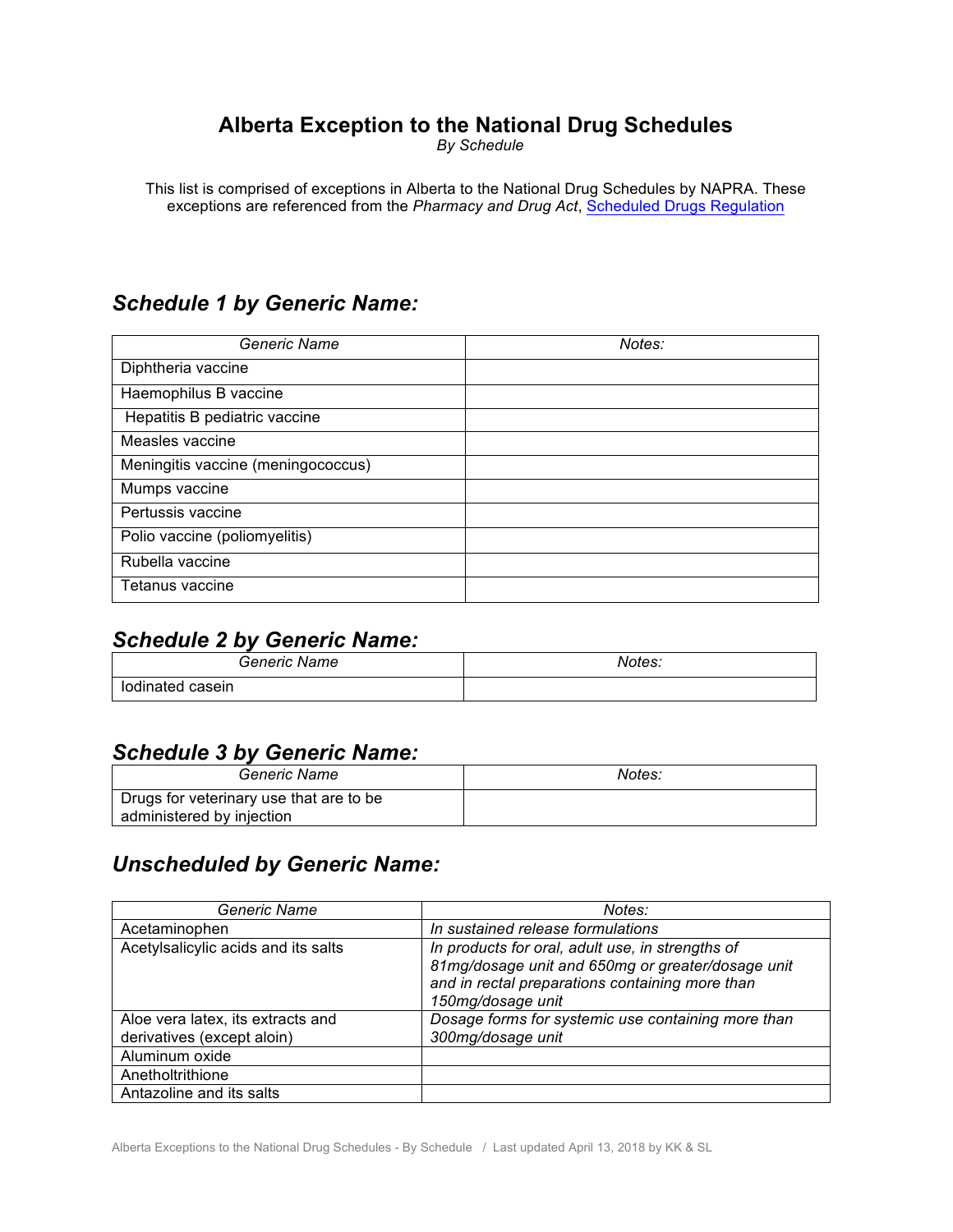# Alberta Exception to the National Drug Schedules

*By Schedule*

This list is comprised of exceptions in Alberta to the National Drug Schedules by NAPRA. These exceptions are referenced from the *Pharmacy and Drug Act*, [Scheduled Drugs Regulation]

## *Schedule 1 by Generic Name:*

| *Generic Name* | *Notes:* |
|---|---|
| Diphtheria vaccine | |
| Haemophilus B vaccine | |
| Hepatitis B pediatric vaccine | |
| Measles vaccine | |
| Meningitis vaccine (meningococcus) | |
| Mumps vaccine | |
| Pertussis vaccine | |
| Polio vaccine (poliomyelitis) | |
| Rubella vaccine | |
| Tetanus vaccine | |

## *Schedule 2 by Generic Name:*

| *Generic Name* | *Notes:* |
|---|---|
| Iodinated casein | |

## *Schedule 3 by Generic Name:*

| *Generic Name* | *Notes:* |
|---|---|
| Drugs for veterinary use that are to be administered by injection | |

## *Unscheduled by Generic Name:*

| *Generic Name* | *Notes:* |
|---|---|
| Acetaminophen | *In sustained release formulations* |
| Acetylsalicylic acids and its salts | *In products for oral, adult use, in strengths of 81mg/dosage unit and 650mg or greater/dosage unit and in rectal preparations containing more than 150mg/dosage unit* |
| Aloe vera latex, its extracts and derivatives (except aloin) | *Dosage forms for systemic use containing more than 300mg/dosage unit* |
| Aluminum oxide | |
| Anetholtrithione | |
| Antazoline and its salts | |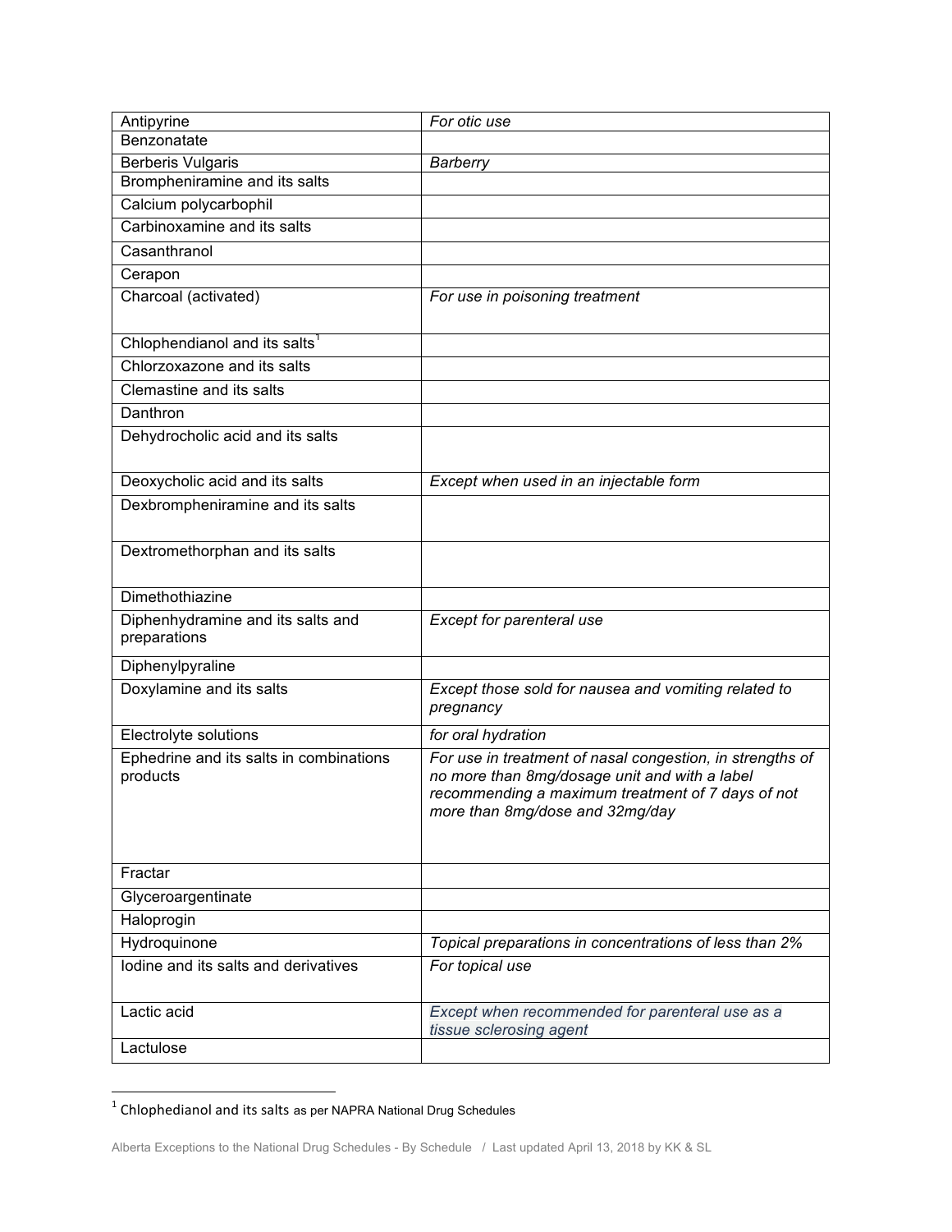| Antipyrine | *For otic use* |
|---|---|
| Benzonatate | |
| Berberis Vulgaris | *Barberry* |
| Brompheniramine and its salts | |
| Calcium polycarbophil | |
| Carbinoxamine and its salts | |
| Casanthranol | |
| Cerapon | |
| Charcoal (activated) | *For use in poisoning treatment* |
| Chlophendianol and its salts[1] | |
| Chlorzoxazone and its salts | |
| Clemastine and its salts | |
| Danthron | |
| Dehydrocholic acid and its salts | |
| Deoxycholic acid and its salts | *Except when used in an injectable form* |
| Dexbrompheniramine and its salts | |
| Dextromethorphan and its salts | |
| Dimethothiazine | |
| Diphenhydramine and its salts and preparations | *Except for parenteral use* |
| Diphenylpyraline | |
| Doxylamine and its salts | *Except those sold for nausea and vomiting related to pregnancy* |
| Electrolyte solutions | *for oral hydration* |
| Ephedrine and its salts in combinations products | *For use in treatment of nasal congestion, in strengths of no more than 8mg/dosage unit and with a label recommending a maximum treatment of 7 days of not more than 8mg/dose and 32mg/day* |
| Fractar | |
| Glyceroargentinate | |
| Haloprogin | |
| Hydroquinone | *Topical preparations in concentrations of less than 2%* |
| Iodine and its salts and derivatives | *For topical use* |
| Lactic acid | *Except when recommended for parenteral use as a tissue sclerosing agent* |
| Lactulose | |

[1] Chlophedianol and its salts as per NAPRA National Drug Schedules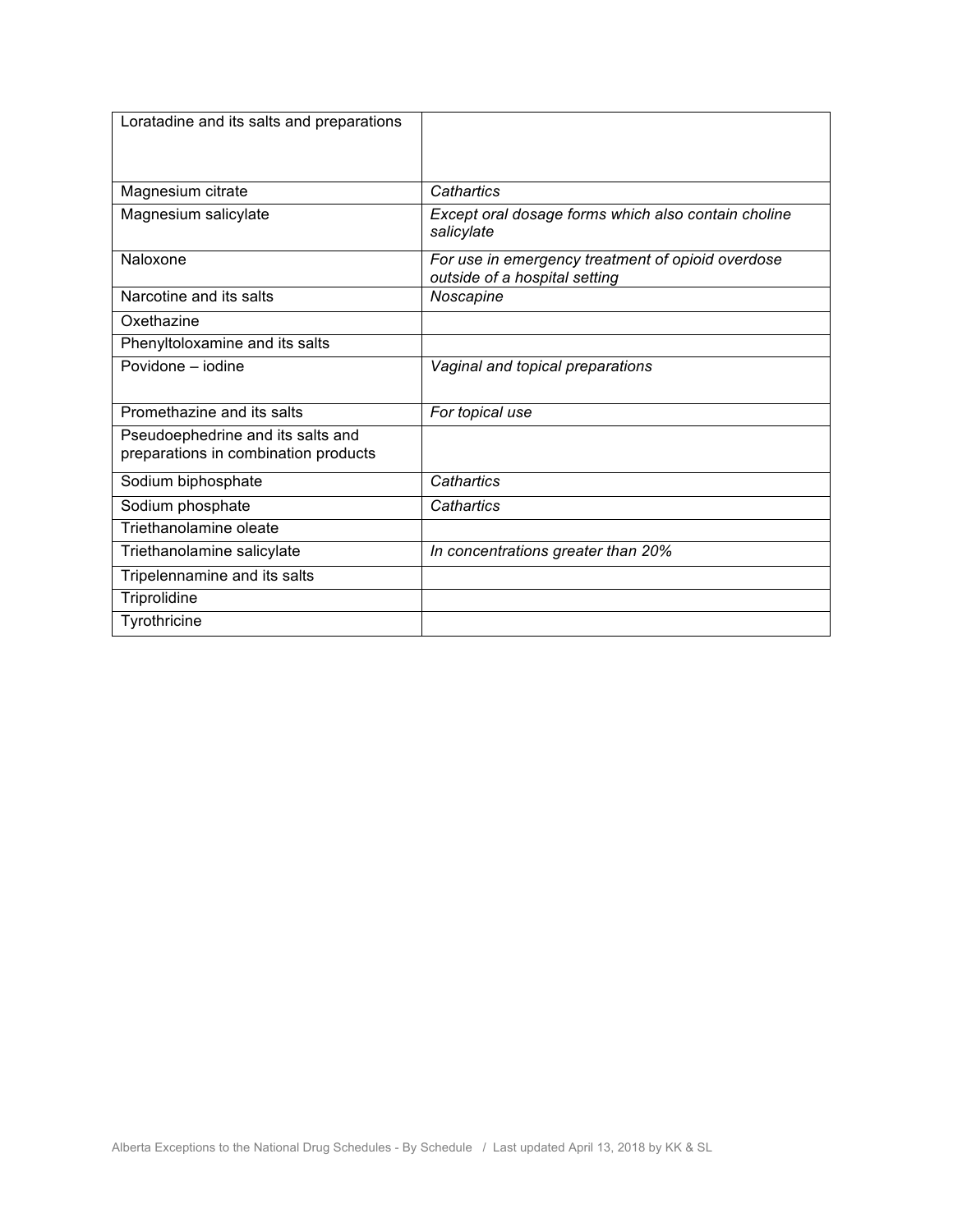| | |
|---|---|
| Loratadine and its salts and preparations | |
| Magnesium citrate | *Cathartics* |
| Magnesium salicylate | *Except oral dosage forms which also contain choline salicylate* |
| Naloxone | *For use in emergency treatment of opioid overdose outside of a hospital setting* |
| Narcotine and its salts | *Noscapine* |
| Oxethazine | |
| Phenyltoloxamine and its salts | |
| Povidone – iodine | *Vaginal and topical preparations* |
| Promethazine and its salts | *For topical use* |
| Pseudoephedrine and its salts and preparations in combination products | |
| Sodium biphosphate | *Cathartics* |
| Sodium phosphate | *Cathartics* |
| Triethanolamine oleate | |
| Triethanolamine salicylate | *In concentrations greater than 20%* |
| Tripelennamine and its salts | |
| Triprolidine | |
| Tyrothricine | |